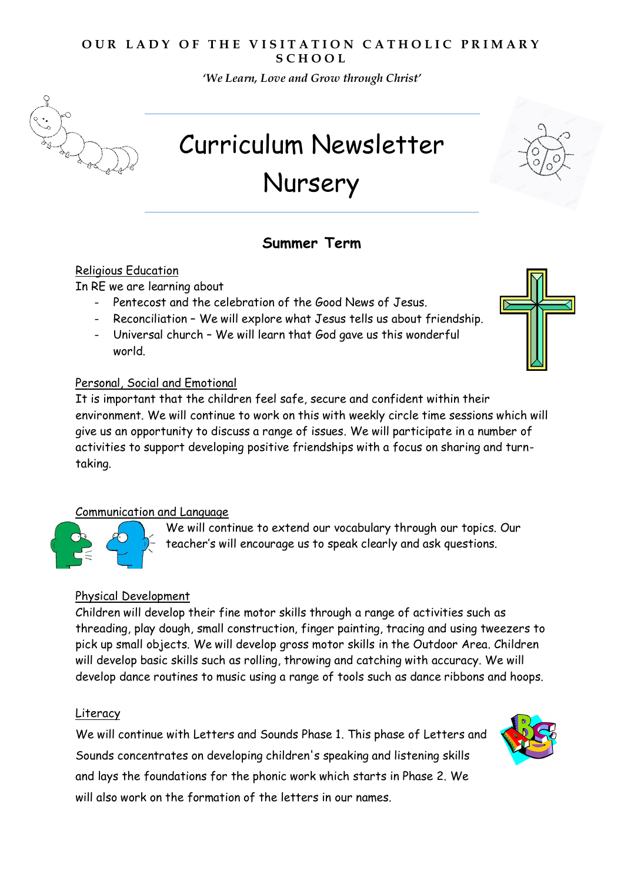**OUR LADY OF THE VISITATION CATHOLIC PRIMARY SCHOOL**

*'We Learn, Love and Grow through Christ'*

# Curriculum Newsletter

# Nursery

## Summer Term

Religious Education

In RE we are learning about

- Pentecost and the celebration of the Good News of Jesus.
- Reconciliation – We will explore what Jesus tells us about friendship.
- Universal church – We will learn that God gave us this wonderful world.

Personal, Social and Emotional

It is important that the children feel safe, secure and confident within their environment. We will continue to work on this with weekly circle time sessions which will give us an opportunity to discuss a range of issues. We will participate in a number of activities to support developing positive friendships with a focus on sharing and turn-taking.

Communication and Language

We will continue to extend our vocabulary through our topics. Our teacher's will encourage us to speak clearly and ask questions.

Physical Development

Children will develop their fine motor skills through a range of activities such as threading, play dough, small construction, finger painting, tracing and using tweezers to pick up small objects. We will develop gross motor skills in the Outdoor Area. Children will develop basic skills such as rolling, throwing and catching with accuracy. We will develop dance routines to music using a range of tools such as dance ribbons and hoops.

Literacy

We will continue with Letters and Sounds Phase 1. This phase of Letters and Sounds concentrates on developing children's speaking and listening skills and lays the foundations for the phonic work which starts in Phase 2. We will also work on the formation of the letters in our names.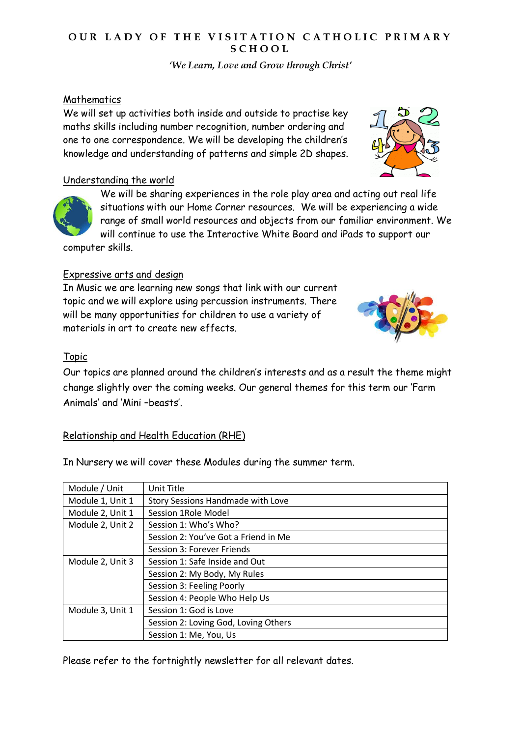# OUR LADY OF THE VISITATION CATHOLIC PRIMARY SCHOOL

*'We Learn, Love and Grow through Christ'*

## Mathematics

We will set up activities both inside and outside to practise key maths skills including number recognition, number ordering and one to one correspondence. We will be developing the children's knowledge and understanding of patterns and simple 2D shapes.

## Understanding the world

We will be sharing experiences in the role play area and acting out real life situations with our Home Corner resources. We will be experiencing a wide range of small world resources and objects from our familiar environment. We will continue to use the Interactive White Board and iPads to support our computer skills.

## Expressive arts and design

In Music we are learning new songs that link with our current topic and we will explore using percussion instruments. There will be many opportunities for children to use a variety of materials in art to create new effects.

## Topic

Our topics are planned around the children's interests and as a result the theme might change slightly over the coming weeks. Our general themes for this term our 'Farm Animals' and 'Mini –beasts'.

## Relationship and Health Education (RHE)

In Nursery we will cover these Modules during the summer term.

| Module / Unit | Unit Title |
|---|---|
| Module 1, Unit 1 | Story Sessions Handmade with Love |
| Module 2, Unit 1 | Session 1Role Model |
| Module 2, Unit 2 | Session 1: Who's Who? |
| | Session 2: You've Got a Friend in Me |
| | Session 3: Forever Friends |
| Module 2, Unit 3 | Session 1: Safe Inside and Out |
| | Session 2: My Body, My Rules |
| | Session 3: Feeling Poorly |
| | Session 4: People Who Help Us |
| Module 3, Unit 1 | Session 1: God is Love |
| | Session 2: Loving God, Loving Others |
| | Session 1: Me, You, Us |

Please refer to the fortnightly newsletter for all relevant dates.